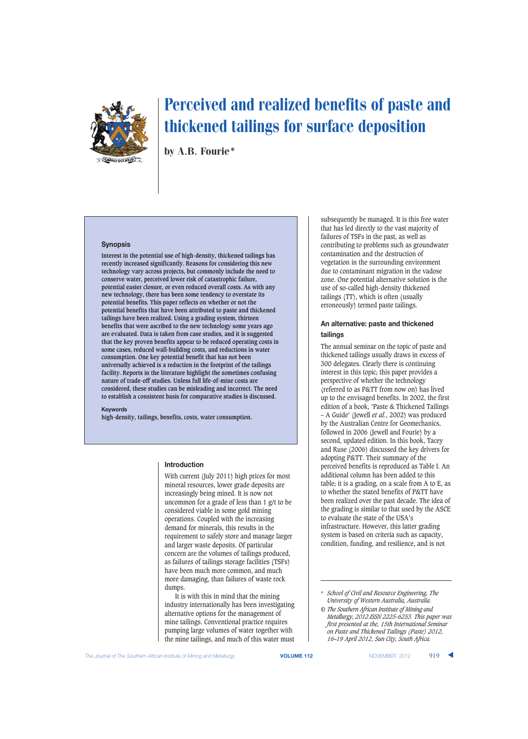# Perceived and realized benefits of paste and thickened tailings for surface deposition

by A.B. Fourie*

## Synopsis

**Interest in the potential use of high-density, thickened tailings has recently increased significantly. Reasons for considering this new technology vary across projects, but commonly include the need to conserve water, perceived lower risk of catastrophic failure, potential easier closure, or even reduced overall costs. As with any new technology, there has been some tendency to overstate its potential benefits. This paper reflects on whether or not the potential benefits that have been attributed to paste and thickened tailings have been realized. Using a grading system, thirteen benefits that were ascribed to the new technology some years ago are evaluated. Data is taken from case studies, and it is suggested that the key proven benefits appear to be reduced operating costs in some cases, reduced wall-building costs, and reductions in water consumption. One key potential benefit that has not been universally achieved is a reduction in the footprint of the tailings facility. Reports in the literature highlight the sometimes confusing nature of trade-off studies. Unless full life-of-mine costs are considered, these studies can be misleading and incorrect. The need to establish a consistent basis for comparative studies is discussed.**

**Keywords**

high-density, tailings, benefits, costs, water consumption.

## Introduction

With current (July 2011) high prices for most mineral resources, lower grade deposits are increasingly being mined. It is now not uncommon for a grade of less than 1 g/t to be considered viable in some gold mining operations. Coupled with the increasing demand for minerals, this results in the requirement to safely store and manage larger and larger waste deposits. Of particular concern are the volumes of tailings produced, as failures of tailings storage facilities (TSFs) have been much more common, and much more damaging, than failures of waste rock dumps.

It is with this in mind that the mining industry internationally has been investigating alternative options for the management of mine tailings. Conventional practice requires pumping large volumes of water together with the mine tailings, and much of this water must subsequently be managed. It is this free water that has led directly to the vast majority of failures of TSFs in the past, as well as contributing to problems such as groundwater contamination and the destruction of vegetation in the surrounding environment due to contaminant migration in the vadose zone. One potential alternative solution is the use of so-called high-density thickened tailings (TT), which is often (usually erroneously) termed paste tailings.

## An alternative: paste and thickened tailings

The annual seminar on the topic of paste and thickened tailings usually draws in excess of 300 delegates. Clearly there is continuing interest in this topic; this paper provides a perspective of whether the technology (referred to as P&TT from now on) has lived up to the envisaged benefits. In 2002, the first edition of a book, 'Paste & Thickened Tailings – A Guide' (Jewell *et al.*, 2002) was produced by the Australian Centre for Geomechanics, followed in 2006 (Jewell and Fourie) by a second, updated edition. In this book, Tacey and Ruse (2006) discussed the key drivers for adopting P&TT. Their summary of the perceived benefits is reproduced as Table I. An additional column has been added to this table; it is a grading, on a scale from A to E, as to whether the stated benefits of P&TT have been realized over the past decade. The idea of the grading is similar to that used by the ASCE to evaluate the state of the USA's infrastructure. However, this latter grading system is based on criteria such as capacity, condition, funding, and resilience, and is not

---

\* *School of Civil and Resource Engineering, The University of Western Australia, Australia.*

© *The Southern African Institute of Mining and Metallurgy, 2012.ISSN 2225-6253. This paper was first presented at the, 15th International Seminar on Paste and Thickened Tailings (Paste) 2012, 16–19 April 2012, Sun City, South Africa.*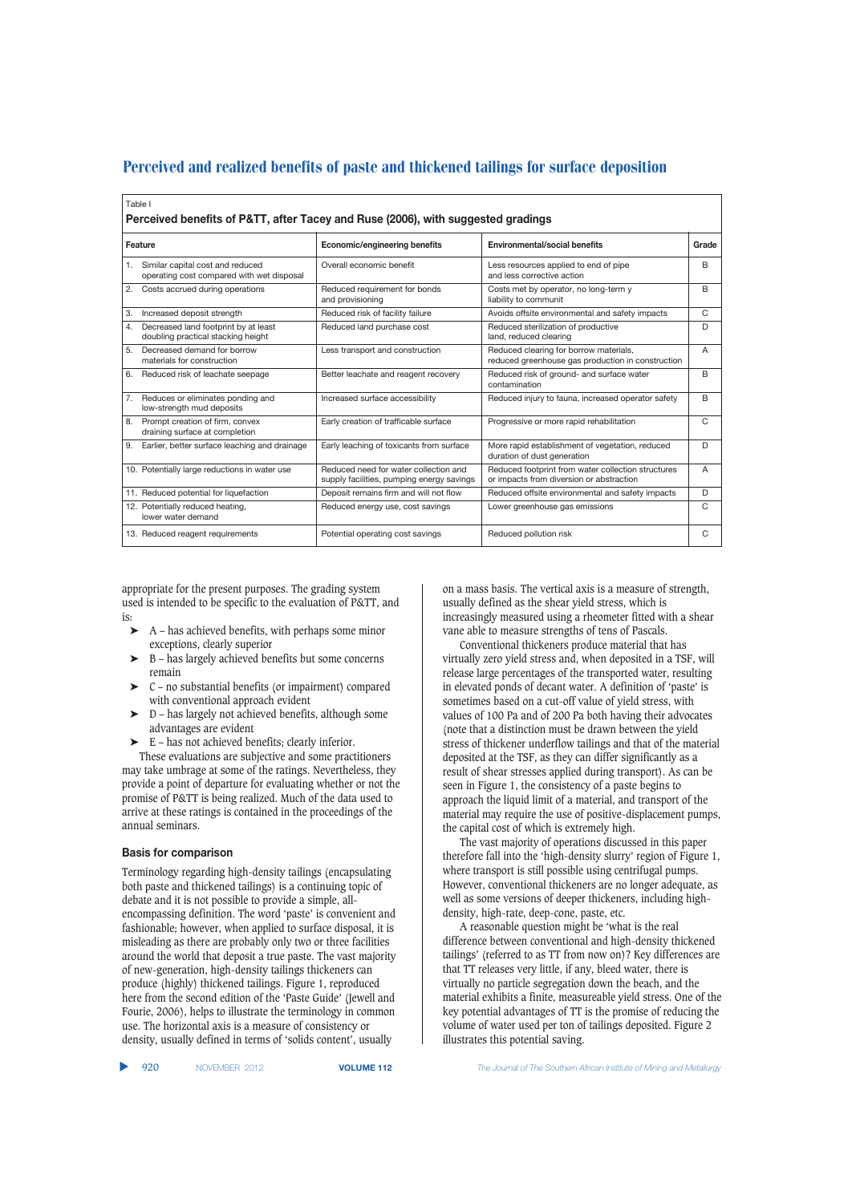Table I

**Perceived benefits of P&TT, after Tacey and Ruse (2006), with suggested gradings**

| Feature | Economic/engineering benefits | Environmental/social benefits | Grade |
|---|---|---|---|
| 1. Similar capital cost and reduced operating cost compared with wet disposal | Overall economic benefit | Less resources applied to end of pipe and less corrective action | B |
| 2. Costs accrued during operations | Reduced requirement for bonds and provisioning | Costs met by operator, no long-term y liability to communit | B |
| 3. Increased deposit strength | Reduced risk of facility failure | Avoids offsite environmental and safety impacts | C |
| 4. Decreased land footprint by at least doubling practical stacking height | Reduced land purchase cost | Reduced sterilization of productive land, reduced clearing | D |
| 5. Decreased demand for borrow materials for construction | Less transport and construction | Reduced clearing for borrow materials, reduced greenhouse gas production in construction | A |
| 6. Reduced risk of leachate seepage | Better leachate and reagent recovery | Reduced risk of ground- and surface water contamination | B |
| 7. Reduces or eliminates ponding and low-strength mud deposits | Increased surface accessibility | Reduced injury to fauna, increased operator safety | B |
| 8. Prompt creation of firm, convex draining surface at completion | Early creation of trafficable surface | Progressive or more rapid rehabilitation | C |
| 9. Earlier, better surface leaching and drainage | Early leaching of toxicants from surface | More rapid establishment of vegetation, reduced duration of dust generation | D |
| 10. Potentially large reductions in water use | Reduced need for water collection and supply facilities, pumping energy savings | Reduced footprint from water collection structures or impacts from diversion or abstraction | A |
| 11. Reduced potential for liquefaction | Deposit remains firm and will not flow | Reduced offsite environmental and safety impacts | D |
| 12. Potentially reduced heating, lower water demand | Reduced energy use, cost savings | Lower greenhouse gas emissions | C |
| 13. Reduced reagent requirements | Potential operating cost savings | Reduced pollution risk | C |

appropriate for the present purposes. The grading system used is intended to be specific to the evaluation of P&TT, and is:

- A – has achieved benefits, with perhaps some minor exceptions, clearly superior
- B – has largely achieved benefits but some concerns remain
- C – no substantial benefits (or impairment) compared with conventional approach evident
- D – has largely not achieved benefits, although some advantages are evident
- E – has not achieved benefits; clearly inferior.

These evaluations are subjective and some practitioners may take umbrage at some of the ratings. Nevertheless, they provide a point of departure for evaluating whether or not the promise of P&TT is being realized. Much of the data used to arrive at these ratings is contained in the proceedings of the annual seminars.

### Basis for comparison

Terminology regarding high-density tailings (encapsulating both paste and thickened tailings) is a continuing topic of debate and it is not possible to provide a simple, all-encompassing definition. The word 'paste' is convenient and fashionable; however, when applied to surface disposal, it is misleading as there are probably only two or three facilities around the world that deposit a true paste. The vast majority of new-generation, high-density tailings thickeners can produce (highly) thickened tailings. Figure 1, reproduced here from the second edition of the 'Paste Guide' (Jewell and Fourie, 2006), helps to illustrate the terminology in common use. The horizontal axis is a measure of consistency or density, usually defined in terms of 'solids content', usually on a mass basis. The vertical axis is a measure of strength, usually defined as the shear yield stress, which is increasingly measured using a rheometer fitted with a shear vane able to measure strengths of tens of Pascals.

Conventional thickeners produce material that has virtually zero yield stress and, when deposited in a TSF, will release large percentages of the transported water, resulting in elevated ponds of decant water. A definition of 'paste' is sometimes based on a cut-off value of yield stress, with values of 100 Pa and of 200 Pa both having their advocates (note that a distinction must be drawn between the yield stress of thickener underflow tailings and that of the material deposited at the TSF, as they can differ significantly as a result of shear stresses applied during transport). As can be seen in Figure 1, the consistency of a paste begins to approach the liquid limit of a material, and transport of the material may require the use of positive-displacement pumps, the capital cost of which is extremely high.

The vast majority of operations discussed in this paper therefore fall into the 'high-density slurry' region of Figure 1, where transport is still possible using centrifugal pumps. However, conventional thickeners are no longer adequate, as well as some versions of deeper thickeners, including high-density, high-rate, deep-cone, paste, etc.

A reasonable question might be 'what is the real difference between conventional and high-density thickened tailings' (referred to as TT from now on)? Key differences are that TT releases very little, if any, bleed water, there is virtually no particle segregation down the beach, and the material exhibits a finite, measureable yield stress. One of the key potential advantages of TT is the promise of reducing the volume of water used per ton of tailings deposited. Figure 2 illustrates this potential saving.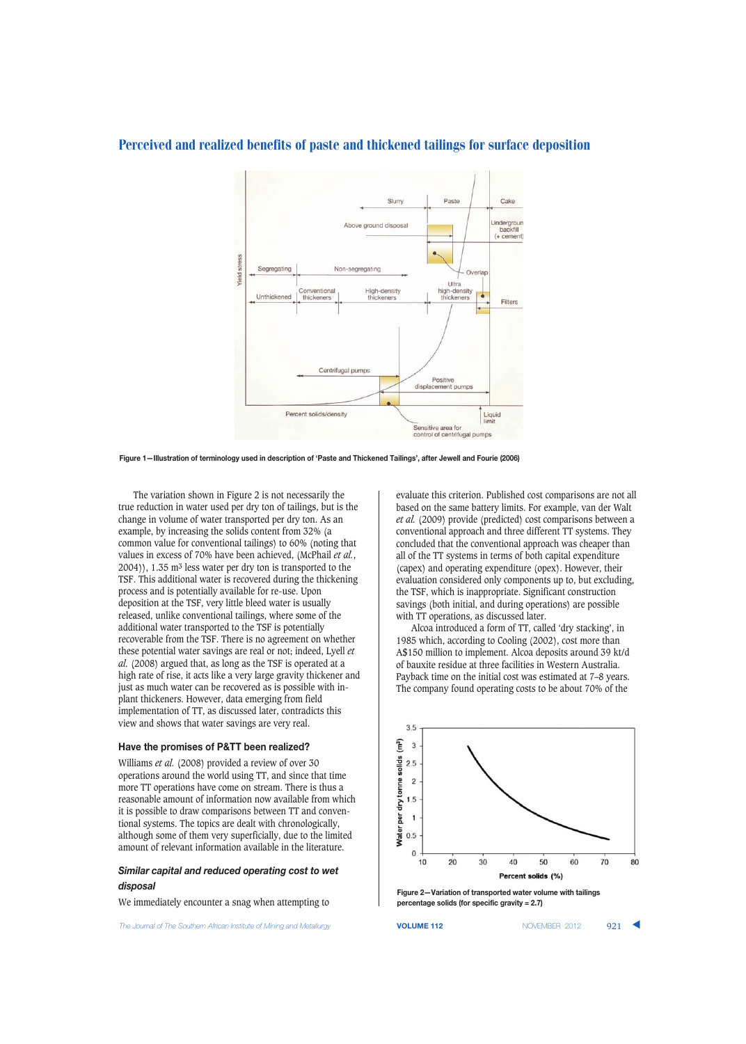Figure 1—Illustration of terminology used in description of 'Paste and Thickened Tailings', after Jewell and Fourie (2006)

The variation shown in Figure 2 is not necessarily the true reduction in water used per dry ton of tailings, but is the change in volume of water transported per dry ton. As an example, by increasing the solids content from 32% (a common value for conventional tailings) to 60% (noting that values in excess of 70% have been achieved, (McPhail *et al.*, 2004)), 1.35 m³ less water per dry ton is transported to the TSF. This additional water is recovered during the thickening process and is potentially available for re-use. Upon deposition at the TSF, very little bleed water is usually released, unlike conventional tailings, where some of the additional water transported to the TSF is potentially recoverable from the TSF. There is no agreement on whether these potential water savings are real or not; indeed, Lyell *et al.* (2008) argued that, as long as the TSF is operated at a high rate of rise, it acts like a very large gravity thickener and just as much water can be recovered as is possible with in-plant thickeners. However, data emerging from field implementation of TT, as discussed later, contradicts this view and shows that water savings are very real.

### Have the promises of P&TT been realized?

Williams *et al.* (2008) provided a review of over 30 operations around the world using TT, and since that time more TT operations have come on stream. There is thus a reasonable amount of information now available from which it is possible to draw comparisons between TT and conventional systems. The topics are dealt with chronologically, although some of them very superficially, due to the limited amount of relevant information available in the literature.

#### *Similar capital and reduced operating cost to wet disposal*

We immediately encounter a snag when attempting to evaluate this criterion. Published cost comparisons are not all based on the same battery limits. For example, van der Walt *et al.* (2009) provide (predicted) cost comparisons between a conventional approach and three different TT systems. They concluded that the conventional approach was cheaper than all of the TT systems in terms of both capital expenditure (capex) and operating expenditure (opex). However, their evaluation considered only components up to, but excluding, the TSF, which is inappropriate. Significant construction savings (both initial, and during operations) are possible with TT operations, as discussed later.

Alcoa introduced a form of TT, called 'dry stacking', in 1985 which, according to Cooling (2002), cost more than A$150 million to implement. Alcoa deposits around 39 kt/d of bauxite residue at three facilities in Western Australia. Payback time on the initial cost was estimated at 7–8 years. The company found operating costs to be about 70% of the

Figure 2—Variation of transported water volume with tailings percentage solids (for specific gravity = 2.7)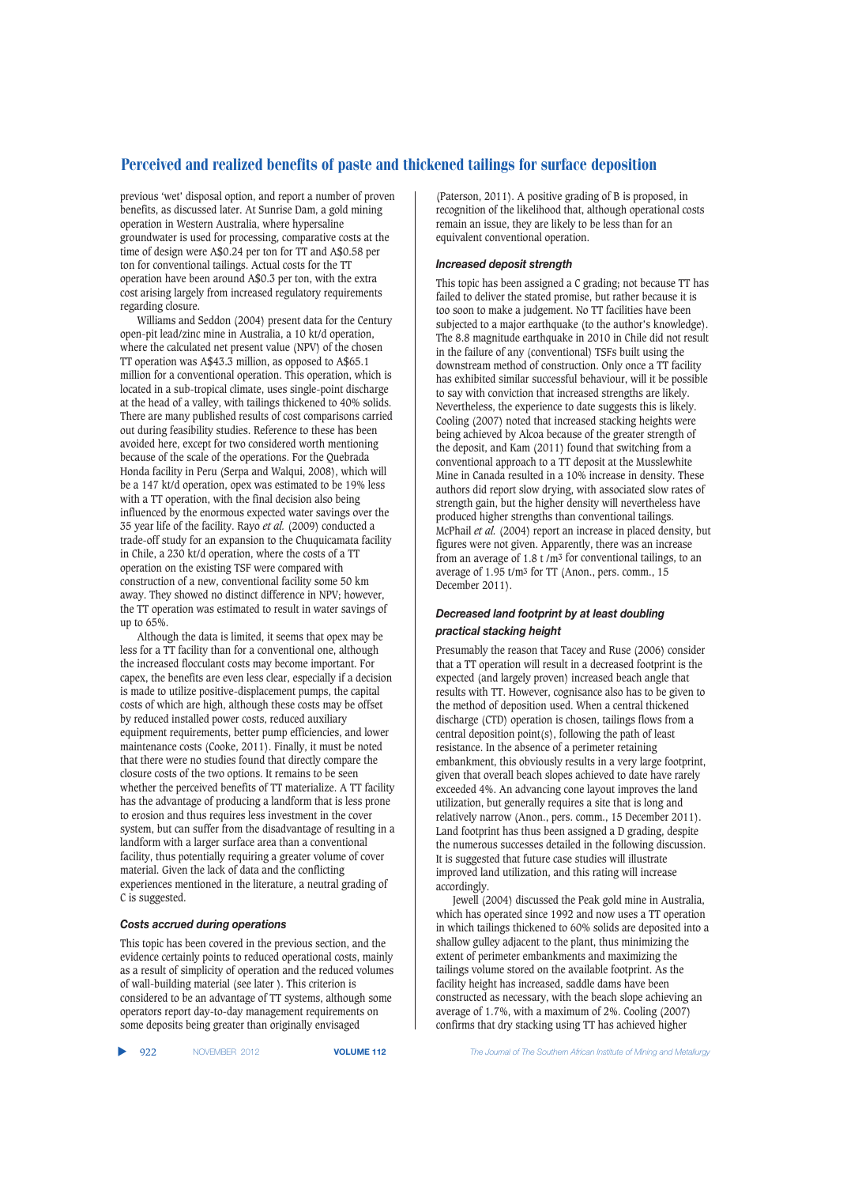previous 'wet' disposal option, and report a number of proven benefits, as discussed later. At Sunrise Dam, a gold mining operation in Western Australia, where hypersaline groundwater is used for processing, comparative costs at the time of design were A$0.24 per ton for TT and A$0.58 per ton for conventional tailings. Actual costs for the TT operation have been around A$0.3 per ton, with the extra cost arising largely from increased regulatory requirements regarding closure.

Williams and Seddon (2004) present data for the Century open-pit lead/zinc mine in Australia, a 10 kt/d operation, where the calculated net present value (NPV) of the chosen TT operation was A$43.3 million, as opposed to A$65.1 million for a conventional operation. This operation, which is located in a sub-tropical climate, uses single-point discharge at the head of a valley, with tailings thickened to 40% solids. There are many published results of cost comparisons carried out during feasibility studies. Reference to these has been avoided here, except for two considered worth mentioning because of the scale of the operations. For the Quebrada Honda facility in Peru (Serpa and Walqui, 2008), which will be a 147 kt/d operation, opex was estimated to be 19% less with a TT operation, with the final decision also being influenced by the enormous expected water savings over the 35 year life of the facility. Rayo *et al.* (2009) conducted a trade-off study for an expansion to the Chuquicamata facility in Chile, a 230 kt/d operation, where the costs of a TT operation on the existing TSF were compared with construction of a new, conventional facility some 50 km away. They showed no distinct difference in NPV; however, the TT operation was estimated to result in water savings of up to 65%.

Although the data is limited, it seems that opex may be less for a TT facility than for a conventional one, although the increased flocculant costs may become important. For capex, the benefits are even less clear, especially if a decision is made to utilize positive-displacement pumps, the capital costs of which are high, although these costs may be offset by reduced installed power costs, reduced auxiliary equipment requirements, better pump efficiencies, and lower maintenance costs (Cooke, 2011). Finally, it must be noted that there were no studies found that directly compare the closure costs of the two options. It remains to be seen whether the perceived benefits of TT materialize. A TT facility has the advantage of producing a landform that is less prone to erosion and thus requires less investment in the cover system, but can suffer from the disadvantage of resulting in a landform with a larger surface area than a conventional facility, thus potentially requiring a greater volume of cover material. Given the lack of data and the conflicting experiences mentioned in the literature, a neutral grading of C is suggested.

### *Costs accrued during operations*

This topic has been covered in the previous section, and the evidence certainly points to reduced operational costs, mainly as a result of simplicity of operation and the reduced volumes of wall-building material (see later ). This criterion is considered to be an advantage of TT systems, although some operators report day-to-day management requirements on some deposits being greater than originally envisaged (Paterson, 2011). A positive grading of B is proposed, in recognition of the likelihood that, although operational costs remain an issue, they are likely to be less than for an equivalent conventional operation.

### *Increased deposit strength*

This topic has been assigned a C grading; not because TT has failed to deliver the stated promise, but rather because it is too soon to make a judgement. No TT facilities have been subjected to a major earthquake (to the author's knowledge). The 8.8 magnitude earthquake in 2010 in Chile did not result in the failure of any (conventional) TSFs built using the downstream method of construction. Only once a TT facility has exhibited similar successful behaviour, will it be possible to say with conviction that increased strengths are likely. Nevertheless, the experience to date suggests this is likely. Cooling (2007) noted that increased stacking heights were being achieved by Alcoa because of the greater strength of the deposit, and Kam (2011) found that switching from a conventional approach to a TT deposit at the Musslewhite Mine in Canada resulted in a 10% increase in density. These authors did report slow drying, with associated slow rates of strength gain, but the higher density will nevertheless have produced higher strengths than conventional tailings. McPhail *et al.* (2004) report an increase in placed density, but figures were not given. Apparently, there was an increase from an average of 1.8 t /m$^3$ for conventional tailings, to an average of 1.95 t/m$^3$ for TT (Anon., pers. comm., 15 December 2011).

### *Decreased land footprint by at least doubling practical stacking height*

Presumably the reason that Tacey and Ruse (2006) consider that a TT operation will result in a decreased footprint is the expected (and largely proven) increased beach angle that results with TT. However, cognisance also has to be given to the method of deposition used. When a central thickened discharge (CTD) operation is chosen, tailings flows from a central deposition point(s), following the path of least resistance. In the absence of a perimeter retaining embankment, this obviously results in a very large footprint, given that overall beach slopes achieved to date have rarely exceeded 4%. An advancing cone layout improves the land utilization, but generally requires a site that is long and relatively narrow (Anon., pers. comm., 15 December 2011). Land footprint has thus been assigned a D grading, despite the numerous successes detailed in the following discussion. It is suggested that future case studies will illustrate improved land utilization, and this rating will increase accordingly.

Jewell (2004) discussed the Peak gold mine in Australia, which has operated since 1992 and now uses a TT operation in which tailings thickened to 60% solids are deposited into a shallow gulley adjacent to the plant, thus minimizing the extent of perimeter embankments and maximizing the tailings volume stored on the available footprint. As the facility height has increased, saddle dams have been constructed as necessary, with the beach slope achieving an average of 1.7%, with a maximum of 2%. Cooling (2007) confirms that dry stacking using TT has achieved higher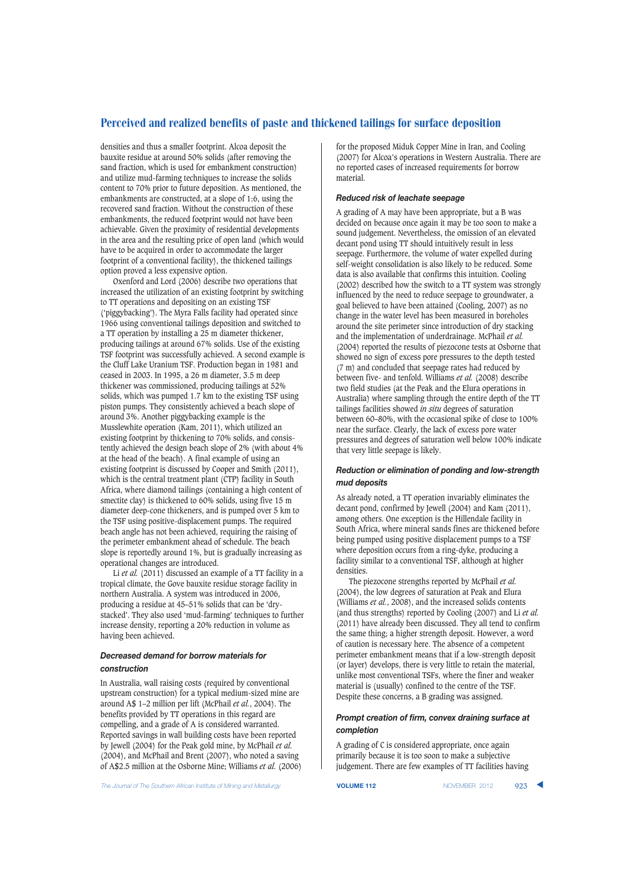densities and thus a smaller footprint. Alcoa deposit the bauxite residue at around 50% solids (after removing the sand fraction, which is used for embankment construction) and utilize mud-farming techniques to increase the solids content to 70% prior to future deposition. As mentioned, the embankments are constructed, at a slope of 1:6, using the recovered sand fraction. Without the construction of these embankments, the reduced footprint would not have been achievable. Given the proximity of residential developments in the area and the resulting price of open land (which would have to be acquired in order to accommodate the large footprint of a conventional facility), the thickened tailings option proved a less expensive option.

Oxenford and Lord (2006) describe two operations that increased the utilization of an existing footprint by switching to TT operations and depositing on an existing TSF ('piggybacking'). The Myra Falls facility had operated since 1966 using conventional tailings deposition and switched to a TT operation by installing a 25 m diameter thickener, producing tailings at around 67% solids. Use of the existing TSF footprint was successfully achieved. A second example is the Cluff Lake Uranium TSF. Production began in 1981 and ceased in 2003. In 1995, a 26 m diameter, 3.5 m deep thickener was commissioned, producing tailings at 52% solids, which was pumped 1.7 km to the existing TSF using piston pumps. They consistently achieved a beach slope of around 3%. Another piggybacking example is the Musslewhite operation (Kam, 2011), which utilized an existing footprint by thickening to 70% solids, and consistently achieved the design beach slope of 2% (with about 4% at the head of the beach). A final example of using an existing footprint is discussed by Cooper and Smith (2011), which is the central treatment plant (CTP) facility in South Africa, where diamond tailings (containing a high content of smectite clay) is thickened to 60% solids, using five 15 m diameter deep-cone thickeners, and is pumped over 5 km to the TSF using positive-displacement pumps. The required beach angle has not been achieved, requiring the raising of the perimeter embankment ahead of schedule. The beach slope is reportedly around 1%, but is gradually increasing as operational changes are introduced.

Li *et al.* (2011) discussed an example of a TT facility in a tropical climate, the Gove bauxite residue storage facility in northern Australia. A system was introduced in 2006, producing a residue at 45–51% solids that can be 'dry-stacked'. They also used 'mud-farming' techniques to further increase density, reporting a 20% reduction in volume as having been achieved.

#### Decreased demand for borrow materials for construction

In Australia, wall raising costs (required by conventional upstream construction) for a typical medium-sized mine are around A$ 1–2 million per lift (McPhail *et al.*, 2004). The benefits provided by TT operations in this regard are compelling, and a grade of A is considered warranted. Reported savings in wall building costs have been reported by Jewell (2004) for the Peak gold mine, by McPhail *et al.* (2004), and McPhail and Brent (2007), who noted a saving of A$2.5 million at the Osborne Mine; Williams *et al.* (2006) for the proposed Miduk Copper Mine in Iran, and Cooling (2007) for Alcoa's operations in Western Australia. There are no reported cases of increased requirements for borrow material.

#### Reduced risk of leachate seepage

A grading of A may have been appropriate, but a B was decided on because once again it may be too soon to make a sound judgement. Nevertheless, the omission of an elevated decant pond using TT should intuitively result in less seepage. Furthermore, the volume of water expelled during self-weight consolidation is also likely to be reduced. Some data is also available that confirms this intuition. Cooling (2002) described how the switch to a TT system was strongly influenced by the need to reduce seepage to groundwater, a goal believed to have been attained (Cooling, 2007) as no change in the water level has been measured in boreholes around the site perimeter since introduction of dry stacking and the implementation of underdrainage. McPhail *et al.* (2004) reported the results of piezocone tests at Osborne that showed no sign of excess pore pressures to the depth tested (7 m) and concluded that seepage rates had reduced by between five- and tenfold. Williams *et al.* (2008) describe two field studies (at the Peak and the Elura operations in Australia) where sampling through the entire depth of the TT tailings facilities showed *in situ* degrees of saturation between 60–80%, with the occasional spike of close to 100% near the surface. Clearly, the lack of excess pore water pressures and degrees of saturation well below 100% indicate that very little seepage is likely.

#### Reduction or elimination of ponding and low-strength mud deposits

As already noted, a TT operation invariably eliminates the decant pond, confirmed by Jewell (2004) and Kam (2011), among others. One exception is the Hillendale facility in South Africa, where mineral sands fines are thickened before being pumped using positive displacement pumps to a TSF where deposition occurs from a ring-dyke, producing a facility similar to a conventional TSF, although at higher densities.

The piezocone strengths reported by McPhail *et al.* (2004), the low degrees of saturation at Peak and Elura (Williams *et al.*, 2008), and the increased solids contents (and thus strengths) reported by Cooling (2007) and Li *et al.* (2011) have already been discussed. They all tend to confirm the same thing; a higher strength deposit. However, a word of caution is necessary here. The absence of a competent perimeter embankment means that if a low-strength deposit (or layer) develops, there is very little to retain the material, unlike most conventional TSFs, where the finer and weaker material is (usually) confined to the centre of the TSF. Despite these concerns, a B grading was assigned.

#### Prompt creation of firm, convex draining surface at completion

A grading of C is considered appropriate, once again primarily because it is too soon to make a subjective judgement. There are few examples of TT facilities having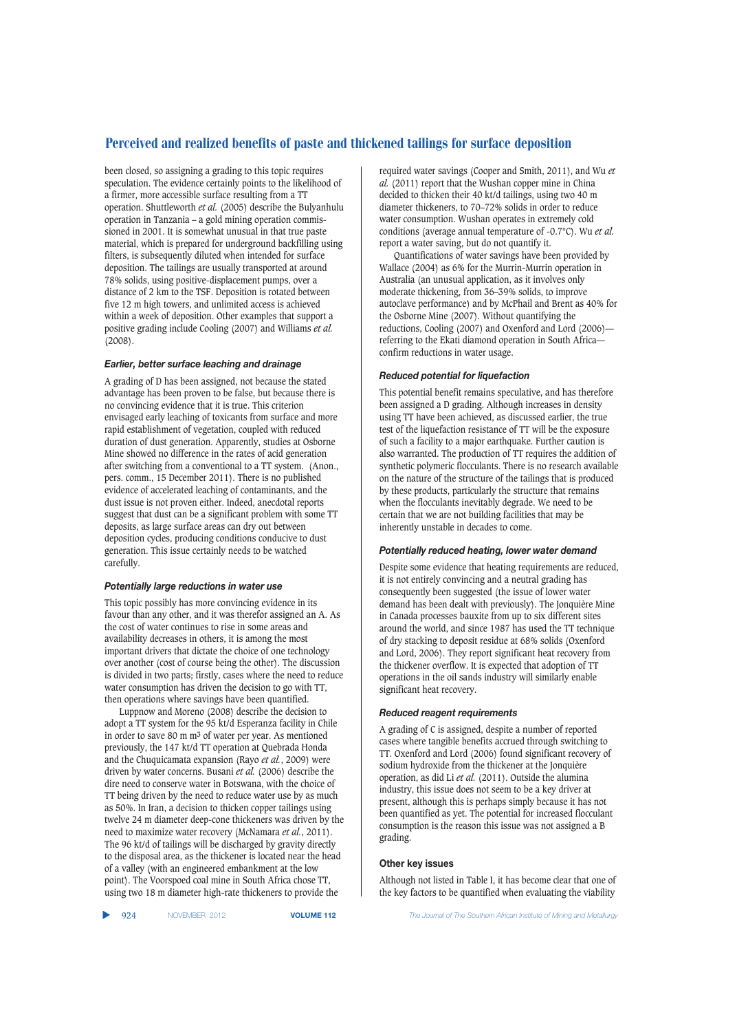been closed, so assigning a grading to this topic requires speculation. The evidence certainly points to the likelihood of a firmer, more accessible surface resulting from a TT operation. Shuttleworth *et al.* (2005) describe the Bulyanhulu operation in Tanzania – a gold mining operation commissioned in 2001. It is somewhat unusual in that true paste material, which is prepared for underground backfilling using filters, is subsequently diluted when intended for surface deposition. The tailings are usually transported at around 78% solids, using positive-displacement pumps, over a distance of 2 km to the TSF. Deposition is rotated between five 12 m high towers, and unlimited access is achieved within a week of deposition. Other examples that support a positive grading include Cooling (2007) and Williams *et al.* (2008).

### *Earlier, better surface leaching and drainage*

A grading of D has been assigned, not because the stated advantage has been proven to be false, but because there is no convincing evidence that it is true. This criterion envisaged early leaching of toxicants from surface and more rapid establishment of vegetation, coupled with reduced duration of dust generation. Apparently, studies at Osborne Mine showed no difference in the rates of acid generation after switching from a conventional to a TT system. (Anon., pers. comm., 15 December 2011). There is no published evidence of accelerated leaching of contaminants, and the dust issue is not proven either. Indeed, anecdotal reports suggest that dust can be a significant problem with some TT deposits, as large surface areas can dry out between deposition cycles, producing conditions conducive to dust generation. This issue certainly needs to be watched carefully.

### *Potentially large reductions in water use*

This topic possibly has more convincing evidence in its favour than any other, and it was therefor assigned an A. As the cost of water continues to rise in some areas and availability decreases in others, it is among the most important drivers that dictate the choice of one technology over another (cost of course being the other). The discussion is divided in two parts; firstly, cases where the need to reduce water consumption has driven the decision to go with TT, then operations where savings have been quantified.

Luppnow and Moreno (2008) describe the decision to adopt a TT system for the 95 kt/d Esperanza facility in Chile in order to save 80 m $m^3$ of water per year. As mentioned previously, the 147 kt/d TT operation at Quebrada Honda and the Chuquicamata expansion (Rayo *et al.*, 2009) were driven by water concerns. Busani *et al.* (2006) describe the dire need to conserve water in Botswana, with the choice of TT being driven by the need to reduce water use by as much as 50%. In Iran, a decision to thicken copper tailings using twelve 24 m diameter deep-cone thickeners was driven by the need to maximize water recovery (McNamara *et al.*, 2011). The 96 kt/d of tailings will be discharged by gravity directly to the disposal area, as the thickener is located near the head of a valley (with an engineered embankment at the low point). The Voorspoed coal mine in South Africa chose TT, using two 18 m diameter high-rate thickeners to provide the required water savings (Cooper and Smith, 2011), and Wu *et al.* (2011) report that the Wushan copper mine in China decided to thicken their 40 kt/d tailings, using two 40 m diameter thickeners, to 70–72% solids in order to reduce water consumption. Wushan operates in extremely cold conditions (average annual temperature of -0.7°C). Wu *et al.* report a water saving, but do not quantify it.

Quantifications of water savings have been provided by Wallace (2004) as 6% for the Murrin-Murrin operation in Australia (an unusual application, as it involves only moderate thickening, from 36–39% solids, to improve autoclave performance) and by McPhail and Brent as 40% for the Osborne Mine (2007). Without quantifying the reductions, Cooling (2007) and Oxenford and Lord (2006)—referring to the Ekati diamond operation in South Africa—confirm reductions in water usage.

### *Reduced potential for liquefaction*

This potential benefit remains speculative, and has therefore been assigned a D grading. Although increases in density using TT have been achieved, as discussed earlier, the true test of the liquefaction resistance of TT will be the exposure of such a facility to a major earthquake. Further caution is also warranted. The production of TT requires the addition of synthetic polymeric flocculants. There is no research available on the nature of the structure of the tailings that is produced by these products, particularly the structure that remains when the flocculants inevitably degrade. We need to be certain that we are not building facilities that may be inherently unstable in decades to come.

### *Potentially reduced heating, lower water demand*

Despite some evidence that heating requirements are reduced, it is not entirely convincing and a neutral grading has consequently been suggested (the issue of lower water demand has been dealt with previously). The Jonquière Mine in Canada processes bauxite from up to six different sites around the world, and since 1987 has used the TT technique of dry stacking to deposit residue at 68% solids (Oxenford and Lord, 2006). They report significant heat recovery from the thickener overflow. It is expected that adoption of TT operations in the oil sands industry will similarly enable significant heat recovery.

### *Reduced reagent requirements*

A grading of C is assigned, despite a number of reported cases where tangible benefits accrued through switching to TT. Oxenford and Lord (2006) found significant recovery of sodium hydroxide from the thickener at the Jonquière operation, as did Li *et al.* (2011). Outside the alumina industry, this issue does not seem to be a key driver at present, although this is perhaps simply because it has not been quantified as yet. The potential for increased flocculant consumption is the reason this issue was not assigned a B grading.

### Other key issues

Although not listed in Table I, it has become clear that one of the key factors to be quantified when evaluating the viability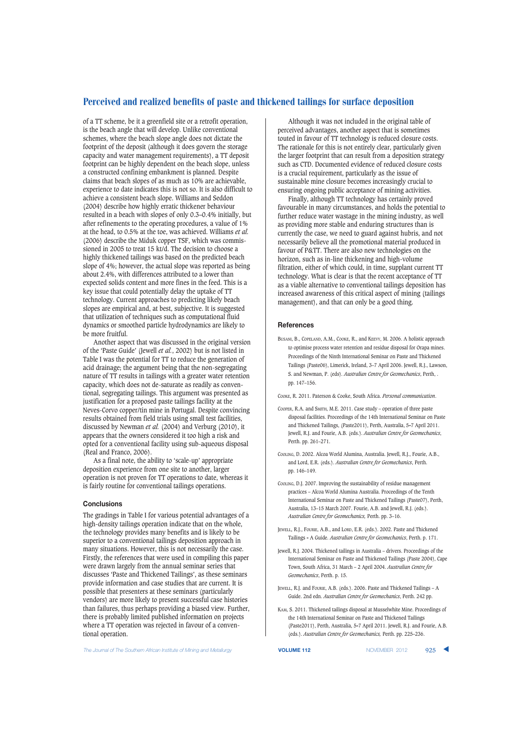of a TT scheme, be it a greenfield site or a retrofit operation, is the beach angle that will develop. Unlike conventional schemes, where the beach slope angle does not dictate the footprint of the deposit (although it does govern the storage capacity and water management requirements), a TT deposit footprint can be highly dependent on the beach slope, unless a constructed confining embankment is planned. Despite claims that beach slopes of as much as 10% are achievable, experience to date indicates this is not so. It is also difficult to achieve a consistent beach slope. Williams and Seddon (2004) describe how highly erratic thickener behaviour resulted in a beach with slopes of only 0.3–0.4% initially, but after refinements to the operating procedures, a value of 1% at the head, to 0.5% at the toe, was achieved. Williams *et al.* (2006) describe the Miduk copper TSF, which was commissioned in 2005 to treat 15 kt/d. The decision to choose a highly thickened tailings was based on the predicted beach slope of 4%; however, the actual slope was reported as being about 2.4%, with differences attributed to a lower than expected solids content and more fines in the feed. This is a key issue that could potentially delay the uptake of TT technology. Current approaches to predicting likely beach slopes are empirical and, at best, subjective. It is suggested that utilization of techniques such as computational fluid dynamics or smoothed particle hydrodynamics are likely to be more fruitful.

Another aspect that was discussed in the original version of the 'Paste Guide' (Jewell *et al.*, 2002) but is not listed in Table I was the potential for TT to reduce the generation of acid drainage; the argument being that the non-segregating nature of TT results in tailings with a greater water retention capacity, which does not de-saturate as readily as conventional, segregating tailings. This argument was presented as justification for a proposed paste tailings facility at the Neves-Corvo copper/tin mine in Portugal. Despite convincing results obtained from field trials using small test facilities, discussed by Newman *et al.* (2004) and Verburg (2010), it appears that the owners considered it too high a risk and opted for a conventional facility using sub-aqueous disposal (Real and Franco, 2006).

As a final note, the ability to 'scale-up' appropriate deposition experience from one site to another, larger operation is not proven for TT operations to date, whereas it is fairly routine for conventional tailings operations.

## Conclusions

The gradings in Table I for various potential advantages of a high-density tailings operation indicate that on the whole, the technology provides many benefits and is likely to be superior to a conventional tailings deposition approach in many situations. However, this is not necessarily the case. Firstly, the references that were used in compiling this paper were drawn largely from the annual seminar series that discusses 'Paste and Thickened Tailings', as these seminars provide information and case studies that are current. It is possible that presenters at these seminars (particularly vendors) are more likely to present successful case histories than failures, thus perhaps providing a biased view. Further, there is probably limited published information on projects where a TT operation was rejected in favour of a conventional operation.

Although it was not included in the original table of perceived advantages, another aspect that is sometimes touted in favour of TT technology is reduced closure costs. The rationale for this is not entirely clear, particularly given the larger footprint that can result from a deposition strategy such as CTD. Documented evidence of reduced closure costs is a crucial requirement, particularly as the issue of sustainable mine closure becomes increasingly crucial to ensuring ongoing public acceptance of mining activities.

Finally, although TT technology has certainly proved favourable in many circumstances, and holds the potential to further reduce water wastage in the mining industry, as well as providing more stable and enduring structures than is currently the case, we need to guard against hubris, and not necessarily believe all the promotional material produced in favour of P&TT. There are also new technologies on the horizon, such as in-line thickening and high-volume filtration, either of which could, in time, supplant current TT technology. What is clear is that the recent acceptance of TT as a viable alternative to conventional tailings deposition has increased awareness of this critical aspect of mining (tailings management), and that can only be a good thing.

## References

Busani, B., Copeland, A.M., Cooke, R., and Keevy, M. 2006. A holistic approach to optimise process water retention and residue disposal for Orapa mines. Proceedings of the Ninth International Seminar on Paste and Thickened Tailings (Paste06), Limerick, Ireland, 3–7 April 2006. Jewell, R.J., Lawson, S. and Newman, P. (eds). *Australian Centre for Geomechanics*, Perth, . pp. 147–156.

Cooke, R. 2011. Paterson & Cooke, South Africa. *Personal communication*.

Cooper, R.A. and Smith, M.E. 2011. Case study – operation of three paste disposal facilities. Proceedings of the 14th International Seminar on Paste and Thickened Tailings, (Paste2011), Perth, Australia, 5-7 April 2011. Jewell, R.J. and Fourie, A.B. (eds.). *Australian Centre for Geomechanics*, Perth. pp. 261–271.

Cooling, D. 2002. Alcoa World Alumina, Australia. Jewell, R.J., Fourie, A.B., and Lord, E.R. (eds.). *Australian Centre for Geomechanics*, Perth. pp. 146–149.

Cooling, D.J. 2007. Improving the sustainability of residue management practices – Alcoa World Alumina Australia. Proceedings of the Tenth International Seminar on Paste and Thickened Tailings (Paste07), Perth, Australia, 13–15 March 2007. Fourie, A.B. and Jewell, R.J. (eds.). *Australian Centre for Geomechanics,* Perth. pp. 3–16.

Jewell, R.J., Fourie, A.B., and Lord, E.R. (eds.). 2002. Paste and Thickened Tailings - A Guide. *Australian Centre for Geomechanics*, Perth. p. 171.

Jewell, R.J. 2004. Thickened tailings in Australia – drivers. Proceedings of the International Seminar on Paste and Thickened Tailings (Paste 2004), Cape Town, South Africa, 31 March – 2 April 2004. *Australian Centre for Geomechanics*, Perth. p. 15.

Jewell, R.J. and Fourie, A.B. (eds.). 2006. Paste and Thickened Tailings – A Guide. 2nd edn. *Australian Centre for Geomechanics*, Perth. 242 pp.

Kam, S. 2011. Thickened tailings disposal at Musselwhite Mine. Proceedings of the 14th International Seminar on Paste and Thickened Tailings (Paste2011), Perth, Australia, 5-7 April 2011. Jewell, R.J. and Fourie, A.B. (eds.). *Australian Centre for Geomechanics,* Perth. pp. 225–236.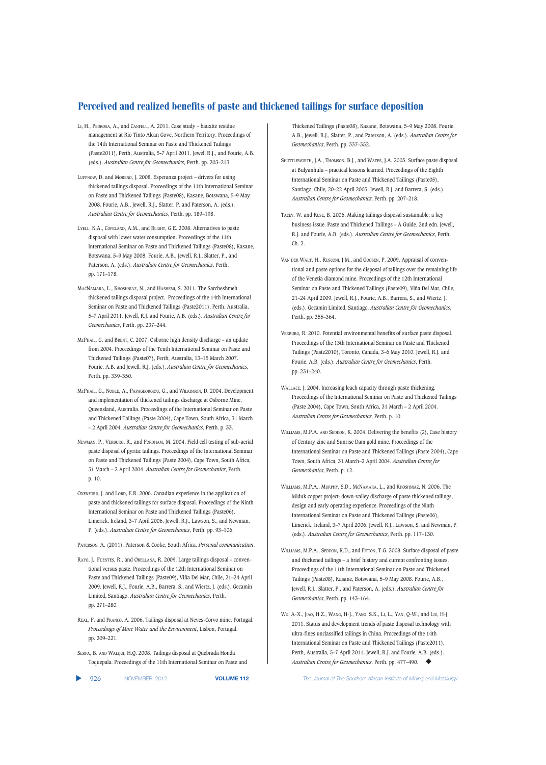LI, H., PEDROSA, A., and CANFELL, A. 2011. Case study – bauxite residue management at Rio Tinto Alcan Gove, Northern Territory. Proceedings of the 14th International Seminar on Paste and Thickened Tailings (Paste2011), Perth, Australia, 5-7 April 2011. Jewell R.J., and Fourie, A.B. (eds.). *Australian Centre for Geomechanics*, Perth. pp. 203–213.

LUPPNOW, D. and MORENO, J. 2008. Esperanza project – drivers for using thickened tailings disposal. Proceedings of the 11th International Seminar on Paste and Thickened Tailings (Paste08), Kasane, Botswana, 5–9 May 2008. Fourie, A.B., Jewell, R.J., Slatter, P. and Paterson, A. (eds.). *Australian Centre for Geomechanics*, Perth. pp. 189–198.

LYELL, K.A., COPELAND, A.M., and BLIGHT, G.E. 2008. Alternatives to paste disposal with lower water consumption. Proceedings of the 11th International Seminar on Paste and Thickened Tailings (Paste08), Kasane, Botswana, 5–9 May 2008. Fourie, A.B., Jewell, R.J., Slatter, P., and Paterson, A. (eds.). *Australian Centre for Geomechanics*, Perth. pp. 171–178.

MACNAMARA, L., KHOSHNIAZ, N., and HASHEMI, S. 2011. The Sarcheshmeh thickened tailings disposal project. Proceedings of the 14th International Seminar on Paste and Thickened Tailings (Paste2011), Perth, Australia, 5–7 April 2011. Jewell, R.J. and Fourie, A.B. (eds.). *Australian Centre for Geomechanics*, Perth. pp. 237–244.

MCPHAIL, G. and BRENT, C. 2007. Osborne high density discharge – an update from 2004. Proceedings of the Tenth International Seminar on Paste and Thickened Tailings (Paste07), Perth, Australia, 13–15 March 2007. Fourie, A.B. and Jewell, R.J. (eds.). *Australian Centre for Geomechanics*, Perth. pp. 339–350.

MCPHAIL, G., NOBLE, A., PAPAGEORGIOU, G., and WILKINSON, D. 2004. Development and implementation of thickened tailings discharge at Osborne Mine, Queensland, Australia. Proceedings of the International Seminar on Paste and Thickened Tailings (Paste 2004), Cape Town, South Africa, 31 March – 2 April 2004. *Australian Centre for Geomechanics*, Perth. p. 33.

NEWMAN, P., VERBURG, R., and FORDHAM, M. 2004. Field cell testing of sub-aerial paste disposal of pyritic tailings. Proceedings of the International Seminar on Paste and Thickened Tailings (Paste 2004), Cape Town, South Africa, 31 March – 2 April 2004. *Australian Centre for Geomechanics*, Perth. p. 10.

OXENFORD, J. and LORD, E.R. 2006. Canadian experience in the application of paste and thickened tailings for surface disposal. Proceedings of the Ninth International Seminar on Paste and Thickened Tailings (Paste06). Limerick, Ireland, 3–7 April 2006. Jewell, R.J., Lawson, S., and Newman, P. (eds.). *Australian Centre for Geomechanics*, Perth. pp. 93–106.

PATERSON, A. (2011). Paterson & Cooke, South Africa. *Personal communication*.

RAYO, J., FUENTES, R., and ORELLANA, R. 2009. Large tailings disposal – conventional versus paste. Proceedings of the 12th International Seminar on Paste and Thickened Tailings (Paste09), Viña Del Mar, Chile, 21–24 April 2009. Jewell, R.J., Fourie, A.B., Barrera, S., and Wiertz, J. (eds.). Gecamin Limited, Santiago. *Australian Centre for Geomechanics*, Perth. pp. 271–280.

REAL, F. and FRANCO, A. 2006. Tailings disposal at Neves-Corvo mine, Portugal. *Proceedings of Mine Water and the Environment*, Lisbon, Portugal. pp. 209–221.

SERPA, B. AND WALQUI, H.Q. 2008. Tailings disposal at Quebrada Honda Toquepala. Proceedings of the 11th International Seminar on Paste and Thickened Tailings (Paste08), Kasane, Botswana, 5–9 May 2008. Fourie, A.B., Jewell, R.J., Slatter, P., and Paterson, A. (eds.). *Australian Centre for Geomechanics*, Perth. pp. 337–352.

SHUTTLEWORTH, J.A., THOMSON, B.J., and WATES, J.A. 2005. Surface paste disposal at Bulyanhulu – practical lessons learned. Proceedings of the Eighth International Seminar on Paste and Thickened Tailings (Paste05), Santiago, Chile, 20–22 April 2005. Jewell, R.J. and Barrera, S. (eds.). *Australian Centre for Geomechanics*, Perth. pp. 207–218.

TACEY, W. and RUSE, B. 2006. Making tailings disposal sustainable; a key business issue. Paste and Thickened Tailings – A Guide. 2nd edn. Jewell, R.J. and Fourie, A.B. (eds.). *Australian Centre for Geomechanics*, Perth. Ch. 2.

VAN DER WALT, H., RUSCONI, J.M., and GOOSEN, P. 2009. Appraisal of conventional and paste options for the disposal of tailings over the remaining life of the Venetia diamond mine. Proceedings of the 12th International Seminar on Paste and Thickened Tailings (Paste09), Viña Del Mar, Chile, 21–24 April 2009. Jewell, R.J., Fourie, A.B., Barrera, S., and Wiertz, J. (eds.). Gecamin Limited, Santiago. *Australian Centre for Geomechanics*, Perth. pp. 355–364.

VERBURG, R. 2010. Potential environmental benefits of surface paste disposal. Proceedings of the 13th International Seminar on Paste and Thickened Tailings (Paste2010), Toronto, Canada, 3–6 May 2010. Jewell, R.J. and Fourie, A.B. (eds.). *Australian Centre for Geomechanics*, Perth. pp. 231–240.

WALLACE, J. 2004. Increasing leach capacity through paste thickening. Proceedings of the International Seminar on Paste and Thickened Tailings (Paste 2004), Cape Town, South Africa, 31 March – 2 April 2004. *Australian Centre for Geomechanics*, Perth. p. 10.

WILLIAMS, M.P.A. AND SEDDON, K. 2004. Delivering the benefits (2), Case history of Century zinc and Sunrise Dam gold mine. Proceedings of the International Seminar on Paste and Thickened Tailings (Paste 2004), Cape Town, South Africa, 31 March–2 April 2004. *Australian Centre for Geomechanics*, Perth. p. 12.

WILLIAMS, M.P.A., MURPHY, S.D., MCNAMARA, L., and KHOSHNIAZ, N. 2006. The Miduk copper project: down-valley discharge of paste thickened tailings, design and early operating experience. Proceedings of the Ninth International Seminar on Paste and Thickened Tailings (Paste06), Limerick, Ireland, 3–7 April 2006. Jewell, R.J., Lawson, S. and Newman, P. (eds.). *Australian Centre for Geomechanics*, Perth. pp. 117–130.

WILLIAMS, M.P.A., SEDDON, K.D., and FITTON, T.G. 2008. Surface disposal of paste and thickened tailings – a brief history and current confronting issues. Proceedings of the 11th International Seminar on Paste and Thickened Tailings (Paste08), Kasane, Botswana, 5–9 May 2008. Fourie, A.B., Jewell, R.J., Slatter, P., and Paterson, A. (eds.). *Australian Centre for Geomechanics*, Perth. pp. 143–164.

WU, A-X., JIAO, H.Z., WANG, H-J., YANG, S.K., LI, L., YAN, Q-W., and LIU, H-J. 2011. Status and development trends of paste disposal technology with ultra-fines unclassified tailings in China. Proceedings of the 14th International Seminar on Paste and Thickened Tailings (Paste2011), Perth, Australia, 5–7 April 2011. Jewell, R.J. and Fourie, A.B. (eds.). *Australian Centre for Geomechanics*, Perth. pp. 477–490. ◆